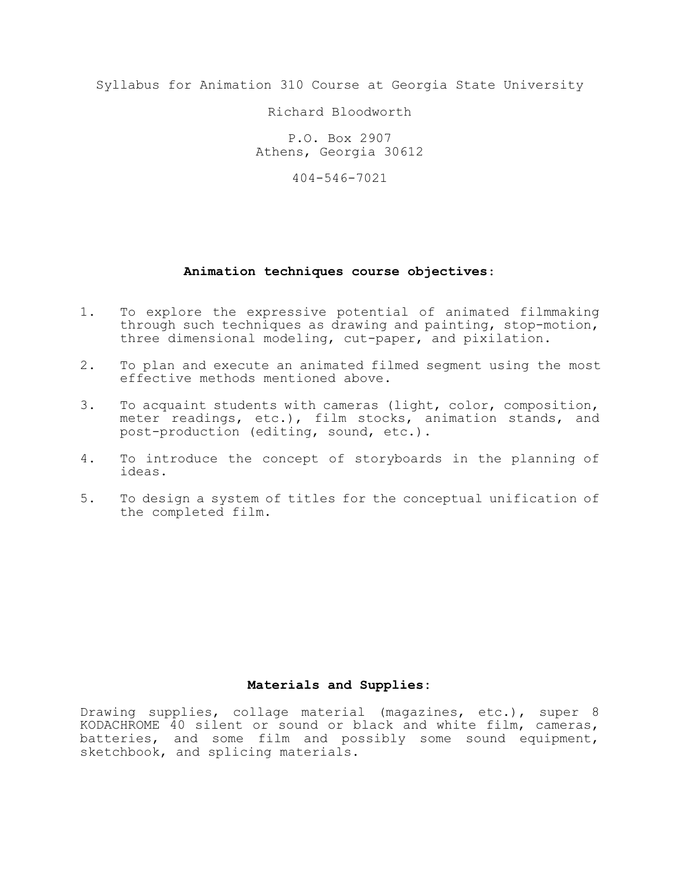Syllabus for Animation 310 Course at Georgia State University

Richard Bloodworth

P.O. Box 2907
Athens, Georgia 30612

404-546-7021

## Animation techniques course objectives:

1. To explore the expressive potential of animated filmmaking through such techniques as drawing and painting, stop-motion, three dimensional modeling, cut-paper, and pixilation.
2. To plan and execute an animated filmed segment using the most effective methods mentioned above.
3. To acquaint students with cameras (light, color, composition, meter readings, etc.), film stocks, animation stands, and post-production (editing, sound, etc.).
4. To introduce the concept of storyboards in the planning of ideas.
5. To design a system of titles for the conceptual unification of the completed film.

## Materials and Supplies:

Drawing supplies, collage material (magazines, etc.), super 8 KODACHROME 40 silent or sound or black and white film, cameras, batteries, and some film and possibly some sound equipment, sketchbook, and splicing materials.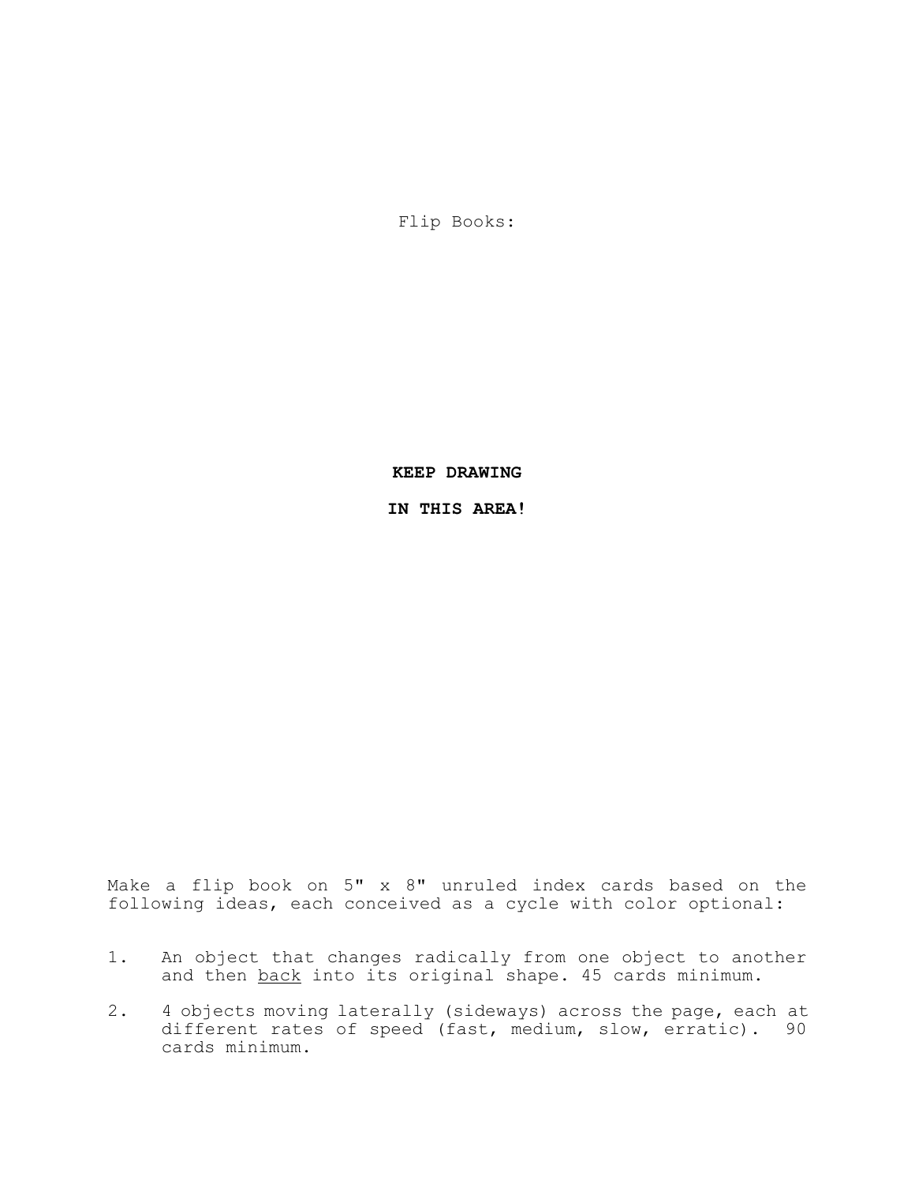Flip Books:

**KEEP DRAWING**

**IN THIS AREA!**

Make a flip book on 5" x 8" unruled index cards based on the following ideas, each conceived as a cycle with color optional:

1. An object that changes radically from one object to another and then <u>back</u> into its original shape. 45 cards minimum.
2. 4 objects moving laterally (sideways) across the page, each at different rates of speed (fast, medium, slow, erratic). 90 cards minimum.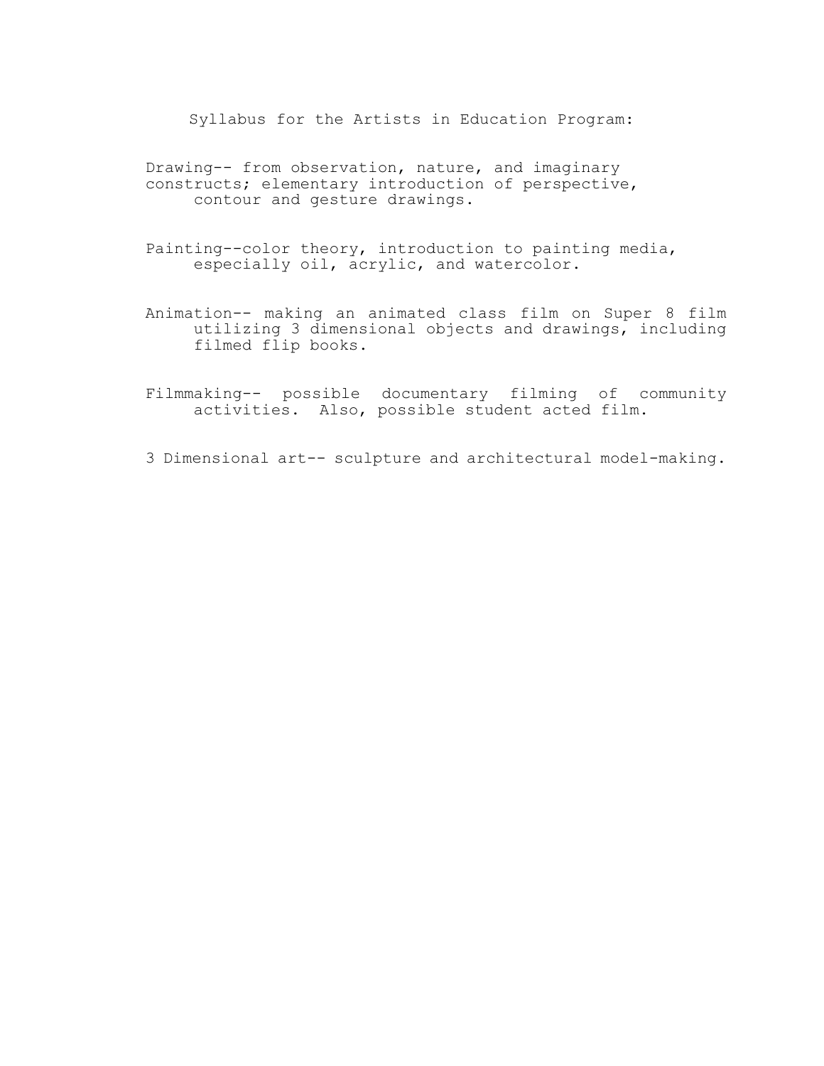Syllabus for the Artists in Education Program:

Drawing-- from observation, nature, and imaginary constructs; elementary introduction of perspective, contour and gesture drawings.

Painting--color theory, introduction to painting media, especially oil, acrylic, and watercolor.

Animation-- making an animated class film on Super 8 film utilizing 3 dimensional objects and drawings, including filmed flip books.

Filmmaking-- possible documentary filming of community activities. Also, possible student acted film.

3 Dimensional art-- sculpture and architectural model-making.